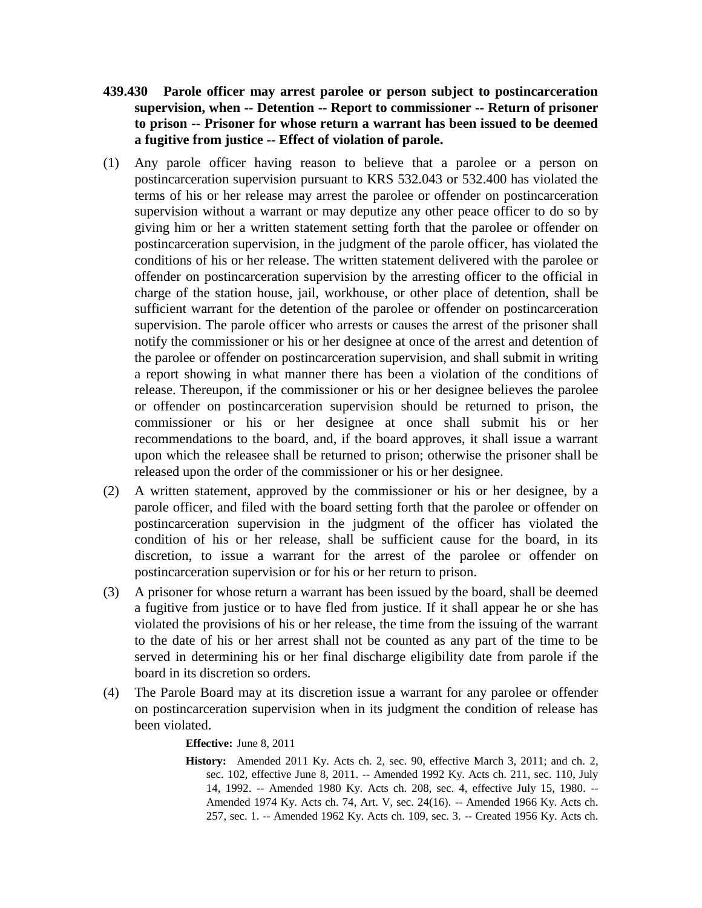**439.430 Parole officer may arrest parolee or person subject to postincarceration supervision, when -- Detention -- Report to commissioner -- Return of prisoner to prison -- Prisoner for whose return a warrant has been issued to be deemed a fugitive from justice -- Effect of violation of parole.**

(1) Any parole officer having reason to believe that a parolee or a person on postincarceration supervision pursuant to KRS 532.043 or 532.400 has violated the terms of his or her release may arrest the parolee or offender on postincarceration supervision without a warrant or may deputize any other peace officer to do so by giving him or her a written statement setting forth that the parolee or offender on postincarceration supervision, in the judgment of the parole officer, has violated the conditions of his or her release. The written statement delivered with the parolee or offender on postincarceration supervision by the arresting officer to the official in charge of the station house, jail, workhouse, or other place of detention, shall be sufficient warrant for the detention of the parolee or offender on postincarceration supervision. The parole officer who arrests or causes the arrest of the prisoner shall notify the commissioner or his or her designee at once of the arrest and detention of the parolee or offender on postincarceration supervision, and shall submit in writing a report showing in what manner there has been a violation of the conditions of release. Thereupon, if the commissioner or his or her designee believes the parolee or offender on postincarceration supervision should be returned to prison, the commissioner or his or her designee at once shall submit his or her recommendations to the board, and, if the board approves, it shall issue a warrant upon which the releasee shall be returned to prison; otherwise the prisoner shall be released upon the order of the commissioner or his or her designee.

(2) A written statement, approved by the commissioner or his or her designee, by a parole officer, and filed with the board setting forth that the parolee or offender on postincarceration supervision in the judgment of the officer has violated the condition of his or her release, shall be sufficient cause for the board, in its discretion, to issue a warrant for the arrest of the parolee or offender on postincarceration supervision or for his or her return to prison.

(3) A prisoner for whose return a warrant has been issued by the board, shall be deemed a fugitive from justice or to have fled from justice. If it shall appear he or she has violated the provisions of his or her release, the time from the issuing of the warrant to the date of his or her arrest shall not be counted as any part of the time to be served in determining his or her final discharge eligibility date from parole if the board in its discretion so orders.

(4) The Parole Board may at its discretion issue a warrant for any parolee or offender on postincarceration supervision when in its judgment the condition of release has been violated.

**Effective:** June 8, 2011

**History:** Amended 2011 Ky. Acts ch. 2, sec. 90, effective March 3, 2011; and ch. 2, sec. 102, effective June 8, 2011. -- Amended 1992 Ky. Acts ch. 211, sec. 110, July 14, 1992. -- Amended 1980 Ky. Acts ch. 208, sec. 4, effective July 15, 1980. -- Amended 1974 Ky. Acts ch. 74, Art. V, sec. 24(16). -- Amended 1966 Ky. Acts ch. 257, sec. 1. -- Amended 1962 Ky. Acts ch. 109, sec. 3. -- Created 1956 Ky. Acts ch.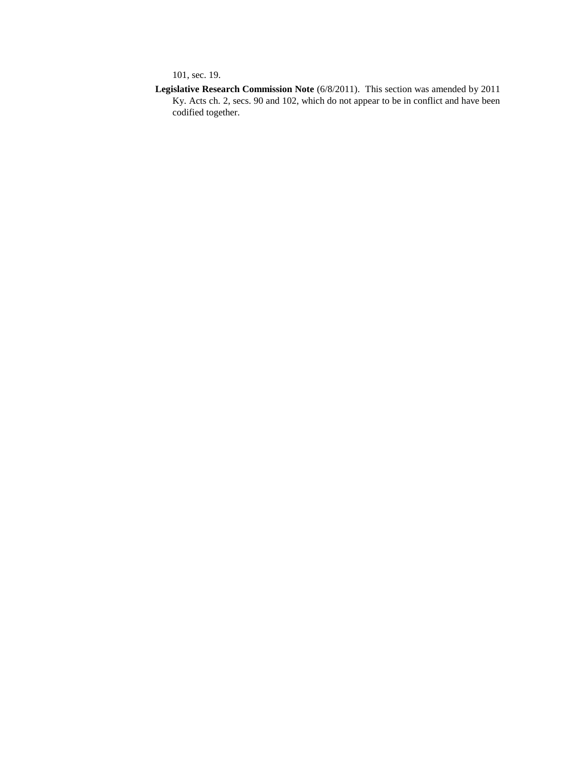101, sec. 19.

**Legislative Research Commission Note** (6/8/2011). This section was amended by 2011 Ky. Acts ch. 2, secs. 90 and 102, which do not appear to be in conflict and have been codified together.